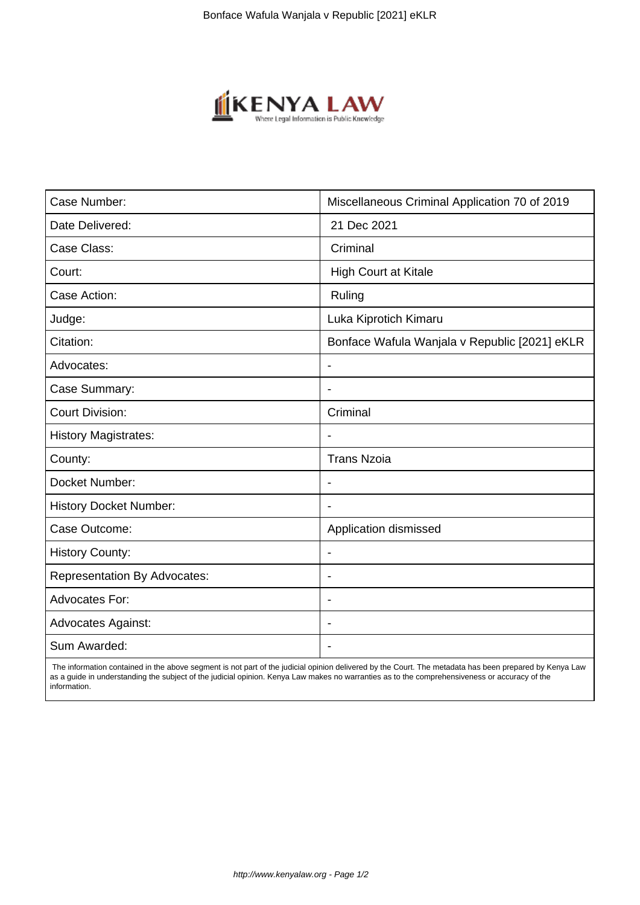| Case Number: | Miscellaneous Criminal Application 70 of 2019 |
|---|---|
| Date Delivered: | 21 Dec 2021 |
| Case Class: | Criminal |
| Court: | High Court at Kitale |
| Case Action: | Ruling |
| Judge: | Luka Kiprotich Kimaru |
| Citation: | Bonface Wafula Wanjala v Republic [2021] eKLR |
| Advocates: | - |
| Case Summary: | - |
| Court Division: | Criminal |
| History Magistrates: | - |
| County: | Trans Nzoia |
| Docket Number: | - |
| History Docket Number: | - |
| Case Outcome: | Application dismissed |
| History County: | - |
| Representation By Advocates: | - |
| Advocates For: | - |
| Advocates Against: | - |
| Sum Awarded: | - |

The information contained in the above segment is not part of the judicial opinion delivered by the Court. The metadata has been prepared by Kenya Law as a guide in understanding the subject of the judicial opinion. Kenya Law makes no warranties as to the comprehensiveness or accuracy of the information.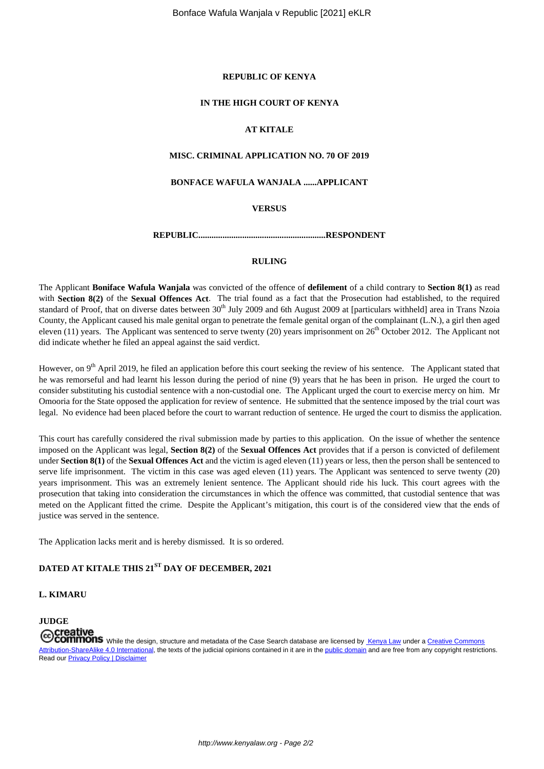**REPUBLIC OF KENYA**

**IN THE HIGH COURT OF KENYA**

**AT KITALE**

**MISC. CRIMINAL APPLICATION NO. 70 OF 2019**

**BONFACE WAFULA WANJALA ......APPLICANT**

**VERSUS**

**REPUBLIC..........................................................RESPONDENT**

**RULING**

The Applicant **Boniface Wafula Wanjala** was convicted of the offence of **defilement** of a child contrary to **Section 8(1)** as read with **Section 8(2)** of the **Sexual Offences Act**. The trial found as a fact that the Prosecution had established, to the required standard of Proof, that on diverse dates between 30th July 2009 and 6th August 2009 at [particulars withheld] area in Trans Nzoia County, the Applicant caused his male genital organ to penetrate the female genital organ of the complainant (L.N.), a girl then aged eleven (11) years. The Applicant was sentenced to serve twenty (20) years imprisonment on 26th October 2012. The Applicant not did indicate whether he filed an appeal against the said verdict.

However, on 9th April 2019, he filed an application before this court seeking the review of his sentence. The Applicant stated that he was remorseful and had learnt his lesson during the period of nine (9) years that he has been in prison. He urged the court to consider substituting his custodial sentence with a non-custodial one. The Applicant urged the court to exercise mercy on him. Mr Omooria for the State opposed the application for review of sentence. He submitted that the sentence imposed by the trial court was legal. No evidence had been placed before the court to warrant reduction of sentence. He urged the court to dismiss the application.

This court has carefully considered the rival submission made by parties to this application. On the issue of whether the sentence imposed on the Applicant was legal, **Section 8(2)** of the **Sexual Offences Act** provides that if a person is convicted of defilement under **Section 8(1)** of the **Sexual Offences Act** and the victim is aged eleven (11) years or less, then the person shall be sentenced to serve life imprisonment. The victim in this case was aged eleven (11) years. The Applicant was sentenced to serve twenty (20) years imprisonment. This was an extremely lenient sentence. The Applicant should ride his luck. This court agrees with the prosecution that taking into consideration the circumstances in which the offence was committed, that custodial sentence that was meted on the Applicant fitted the crime. Despite the Applicant's mitigation, this court is of the considered view that the ends of justice was served in the sentence.

The Application lacks merit and is hereby dismissed. It is so ordered.

**DATED AT KITALE THIS 21ST DAY OF DECEMBER, 2021**

**L. KIMARU**

**JUDGE**

While the design, structure and metadata of the Case Search database are licensed by Kenya Law under a Creative Commons Attribution-ShareAlike 4.0 International, the texts of the judicial opinions contained in it are in the public domain and are free from any copyright restrictions. Read our Privacy Policy | Disclaimer